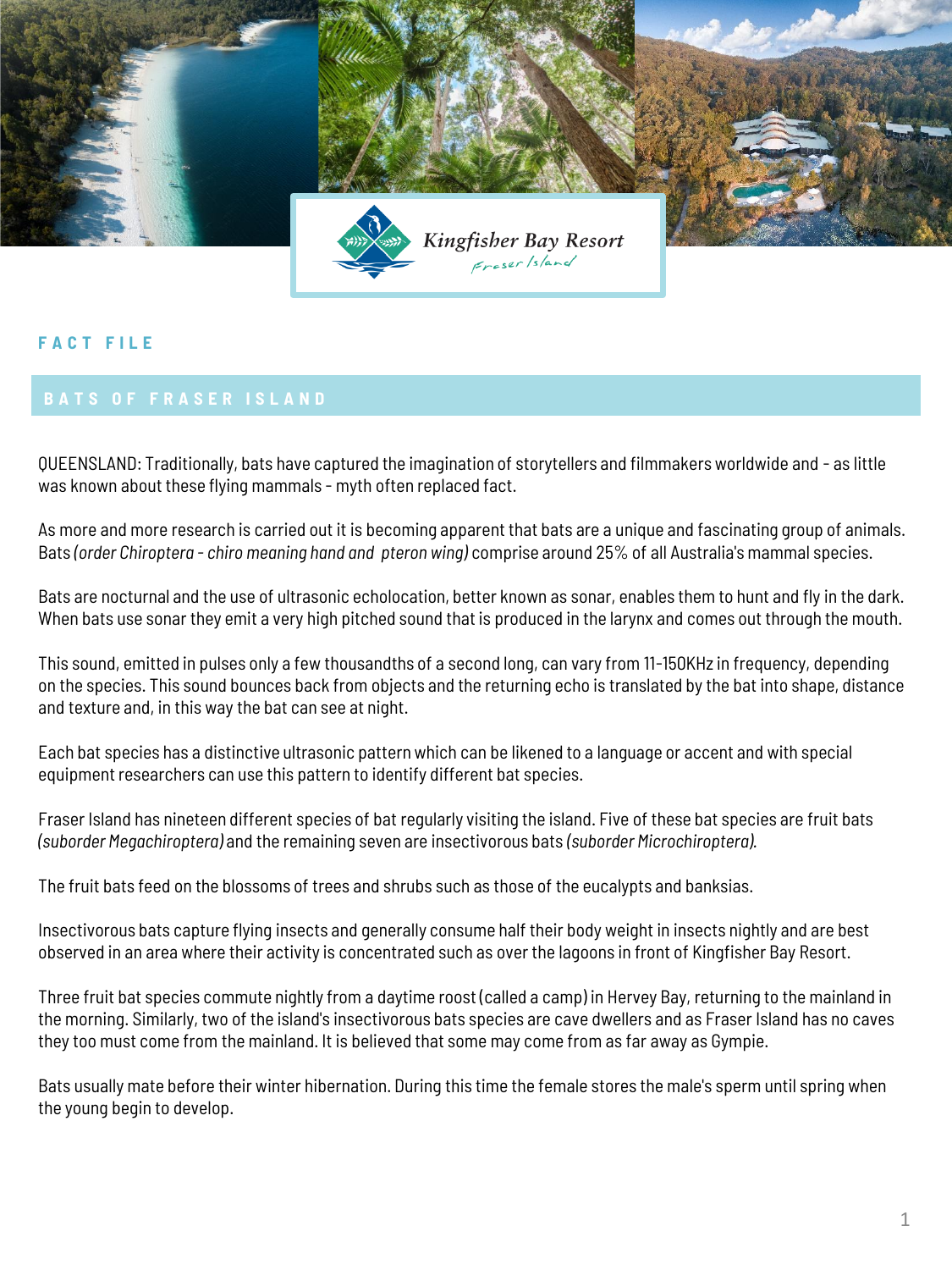Kingfisher Bay Resort
Fraser Island

FACT FILE

## BATS OF FRASER ISLAND

QUEENSLAND: Traditionally, bats have captured the imagination of storytellers and filmmakers worldwide and - as little was known about these flying mammals - myth often replaced fact.

As more and more research is carried out it is becoming apparent that bats are a unique and fascinating group of animals. Bats *(order Chiroptera - chiro meaning hand and pteron wing)* comprise around 25% of all Australia's mammal species.

Bats are nocturnal and the use of ultrasonic echolocation, better known as sonar, enables them to hunt and fly in the dark. When bats use sonar they emit a very high pitched sound that is produced in the larynx and comes out through the mouth.

This sound, emitted in pulses only a few thousandths of a second long, can vary from 11-150KHz in frequency, depending on the species. This sound bounces back from objects and the returning echo is translated by the bat into shape, distance and texture and, in this way the bat can see at night.

Each bat species has a distinctive ultrasonic pattern which can be likened to a language or accent and with special equipment researchers can use this pattern to identify different bat species.

Fraser Island has nineteen different species of bat regularly visiting the island. Five of these bat species are fruit bats *(suborder Megachiroptera)* and the remaining seven are insectivorous bats *(suborder Microchiroptera).*

The fruit bats feed on the blossoms of trees and shrubs such as those of the eucalypts and banksias.

Insectivorous bats capture flying insects and generally consume half their body weight in insects nightly and are best observed in an area where their activity is concentrated such as over the lagoons in front of Kingfisher Bay Resort.

Three fruit bat species commute nightly from a daytime roost (called a camp) in Hervey Bay, returning to the mainland in the morning. Similarly, two of the island's insectivorous bats species are cave dwellers and as Fraser Island has no caves they too must come from the mainland. It is believed that some may come from as far away as Gympie.

Bats usually mate before their winter hibernation. During this time the female stores the male's sperm until spring when the young begin to develop.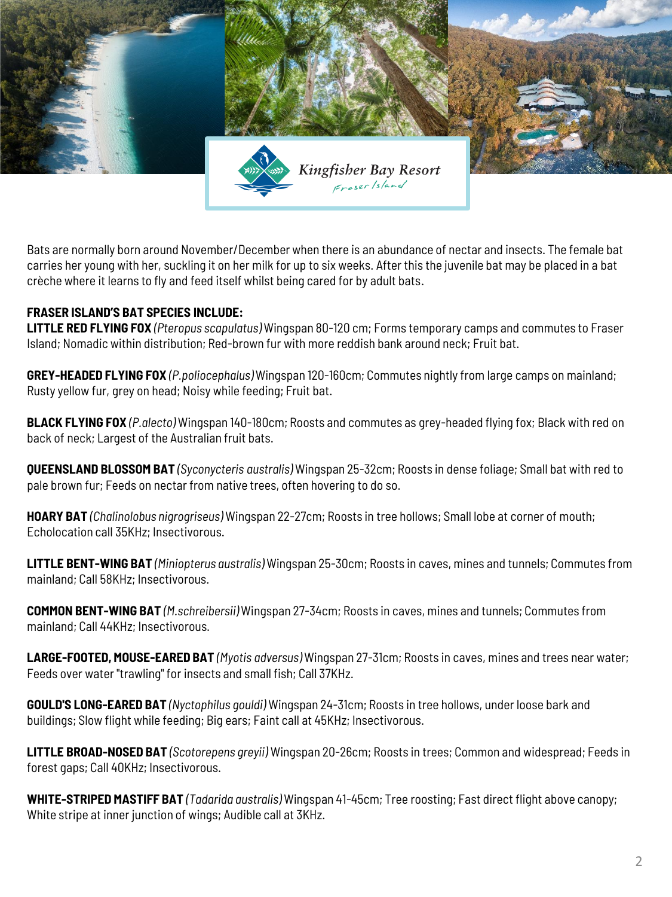Bats are normally born around November/December when there is an abundance of nectar and insects. The female bat carries her young with her, suckling it on her milk for up to six weeks. After this the juvenile bat may be placed in a bat crèche where it learns to fly and feed itself whilst being cared for by adult bats.

**FRASER ISLAND'S BAT SPECIES INCLUDE:**

**LITTLE RED FLYING FOX** *(Pteropus scapulatus)* Wingspan 80-120 cm; Forms temporary camps and commutes to Fraser Island; Nomadic within distribution; Red-brown fur with more reddish bank around neck; Fruit bat.

**GREY-HEADED FLYING FOX** *(P.poliocephalus)* Wingspan 120-160cm; Commutes nightly from large camps on mainland; Rusty yellow fur, grey on head; Noisy while feeding; Fruit bat.

**BLACK FLYING FOX** *(P.alecto)* Wingspan 140-180cm; Roosts and commutes as grey-headed flying fox; Black with red on back of neck; Largest of the Australian fruit bats.

**QUEENSLAND BLOSSOM BAT** *(Syconycteris australis)* Wingspan 25-32cm; Roosts in dense foliage; Small bat with red to pale brown fur; Feeds on nectar from native trees, often hovering to do so.

**HOARY BAT** *(Chalinolobus nigrogriseus)* Wingspan 22-27cm; Roosts in tree hollows; Small lobe at corner of mouth; Echolocation call 35KHz; Insectivorous.

**LITTLE BENT-WING BAT** *(Miniopterus australis)* Wingspan 25-30cm; Roosts in caves, mines and tunnels; Commutes from mainland; Call 58KHz; Insectivorous.

**COMMON BENT-WING BAT** *(M.schreibersii)* Wingspan 27-34cm; Roosts in caves, mines and tunnels; Commutes from mainland; Call 44KHz; Insectivorous.

**LARGE-FOOTED, MOUSE-EARED BAT** *(Myotis adversus)* Wingspan 27-31cm; Roosts in caves, mines and trees near water; Feeds over water "trawling" for insects and small fish; Call 37KHz.

**GOULD'S LONG-EARED BAT** *(Nyctophilus gouldi)* Wingspan 24-31cm; Roosts in tree hollows, under loose bark and buildings; Slow flight while feeding; Big ears; Faint call at 45KHz; Insectivorous.

**LITTLE BROAD-NOSED BAT** *(Scotorepens greyii)* Wingspan 20-26cm; Roosts in trees; Common and widespread; Feeds in forest gaps; Call 40KHz; Insectivorous.

**WHITE-STRIPED MASTIFF BAT** *(Tadarida australis)* Wingspan 41-45cm; Tree roosting; Fast direct flight above canopy; White stripe at inner junction of wings; Audible call at 3KHz.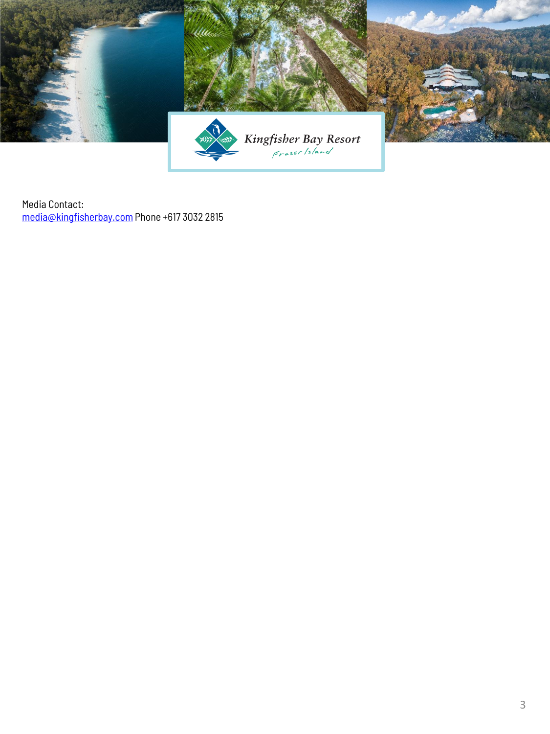Media Contact:
media@kingfisherbay.com Phone +617 3032 2815